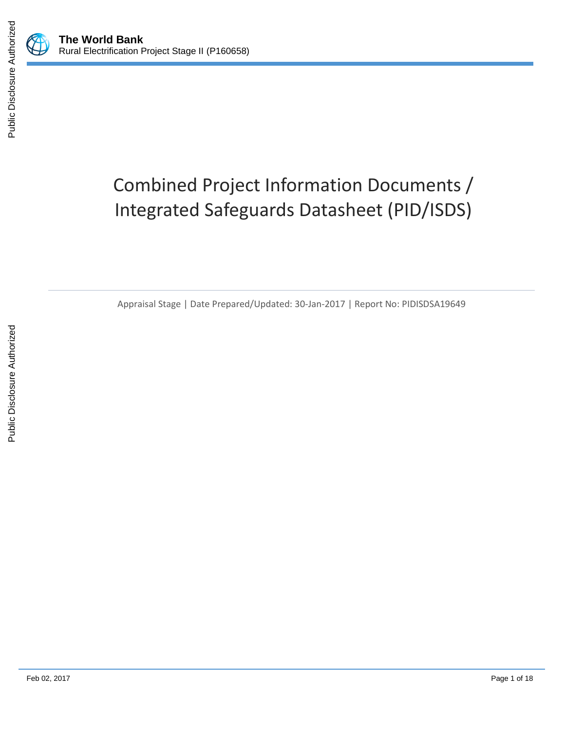**The World Bank**
Rural Electrification Project Stage II (P160658)

# Combined Project Information Documents / Integrated Safeguards Datasheet (PID/ISDS)

Appraisal Stage | Date Prepared/Updated: 30-Jan-2017 | Report No: PIDISDSA19649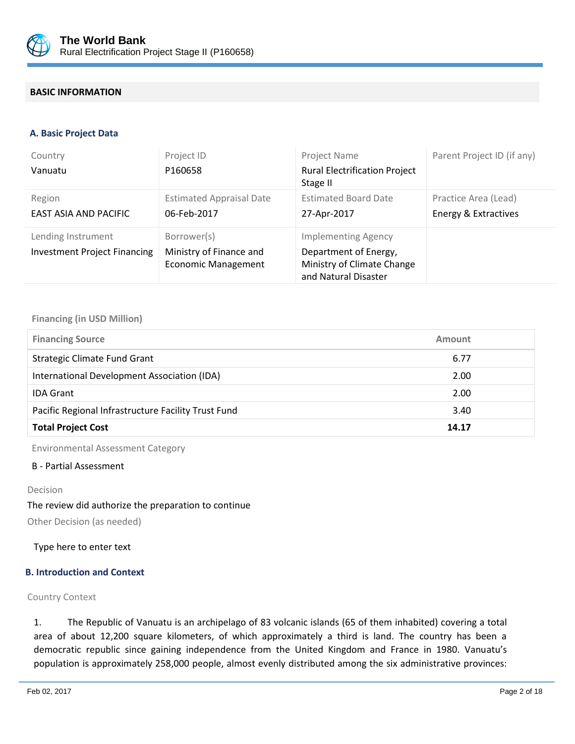## BASIC INFORMATION

### A. Basic Project Data

| Country | Project ID | Project Name | Parent Project ID (if any) |
|---|---|---|---|
| Vanuatu | P160658 | Rural Electrification Project Stage II | |
| **Region** | **Estimated Appraisal Date** | **Estimated Board Date** | **Practice Area (Lead)** |
| EAST ASIA AND PACIFIC | 06-Feb-2017 | 27-Apr-2017 | Energy & Extractives |
| **Lending Instrument** | **Borrower(s)** | **Implementing Agency** | |
| Investment Project Financing | Ministry of Finance and Economic Management | Department of Energy, Ministry of Climate Change and Natural Disaster | |

Financing (in USD Million)

| Financing Source | Amount |
|---|---|
| Strategic Climate Fund Grant | 6.77 |
| International Development Association (IDA) | 2.00 |
| IDA Grant | 2.00 |
| Pacific Regional Infrastructure Facility Trust Fund | 3.40 |
| **Total Project Cost** | **14.17** |

Environmental Assessment Category

B - Partial Assessment

Decision

The review did authorize the preparation to continue

Other Decision (as needed)

Type here to enter text

### B. Introduction and Context

Country Context

1. The Republic of Vanuatu is an archipelago of 83 volcanic islands (65 of them inhabited) covering a total area of about 12,200 square kilometers, of which approximately a third is land. The country has been a democratic republic since gaining independence from the United Kingdom and France in 1980. Vanuatu's population is approximately 258,000 people, almost evenly distributed among the six administrative provinces: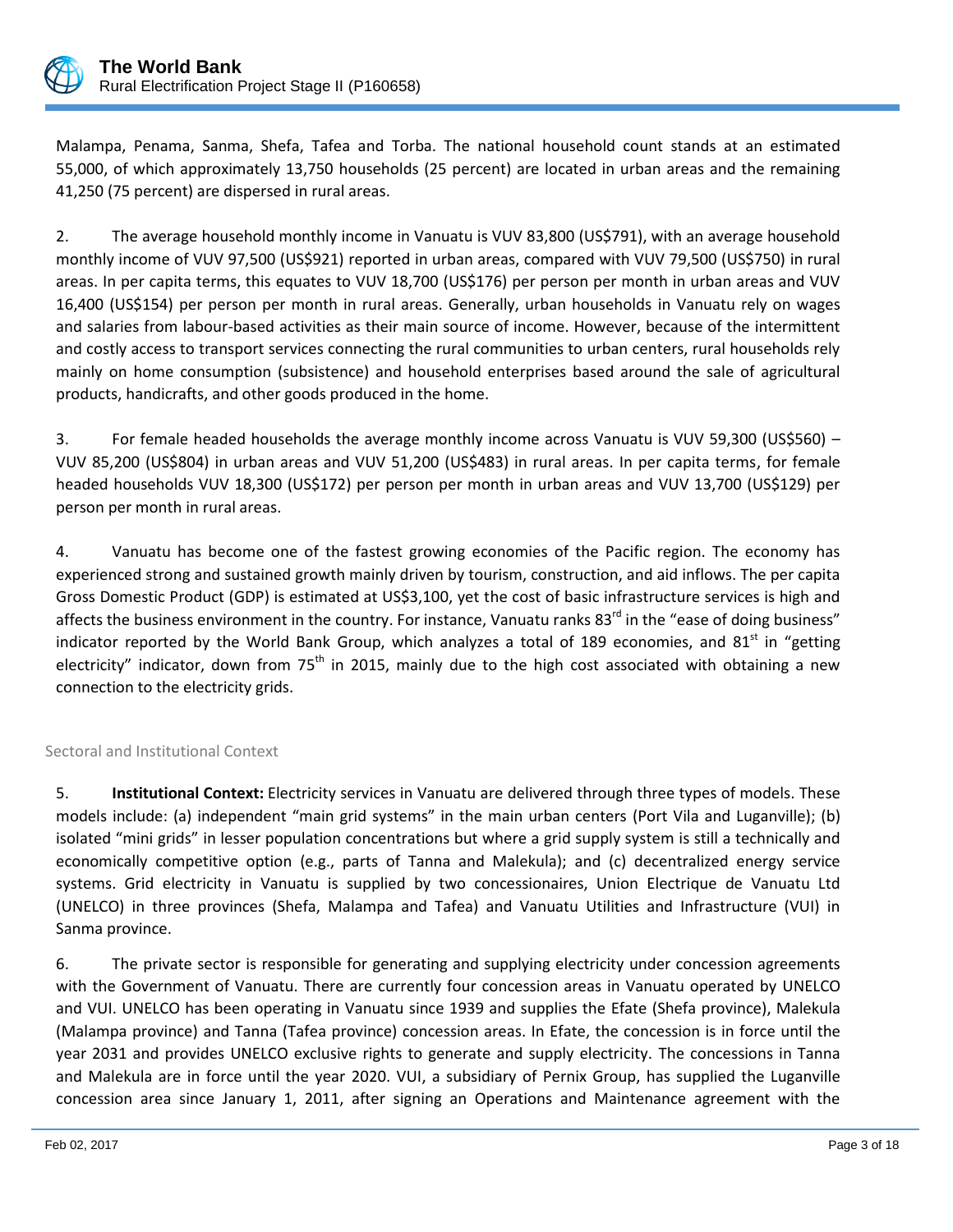Malampa, Penama, Sanma, Shefa, Tafea and Torba. The national household count stands at an estimated 55,000, of which approximately 13,750 households (25 percent) are located in urban areas and the remaining 41,250 (75 percent) are dispersed in rural areas.

2. The average household monthly income in Vanuatu is VUV 83,800 (US$791), with an average household monthly income of VUV 97,500 (US$921) reported in urban areas, compared with VUV 79,500 (US$750) in rural areas. In per capita terms, this equates to VUV 18,700 (US$176) per person per month in urban areas and VUV 16,400 (US$154) per person per month in rural areas. Generally, urban households in Vanuatu rely on wages and salaries from labour-based activities as their main source of income. However, because of the intermittent and costly access to transport services connecting the rural communities to urban centers, rural households rely mainly on home consumption (subsistence) and household enterprises based around the sale of agricultural products, handicrafts, and other goods produced in the home.

3. For female headed households the average monthly income across Vanuatu is VUV 59,300 (US$560) – VUV 85,200 (US$804) in urban areas and VUV 51,200 (US$483) in rural areas. In per capita terms, for female headed households VUV 18,300 (US$172) per person per month in urban areas and VUV 13,700 (US$129) per person per month in rural areas.

4. Vanuatu has become one of the fastest growing economies of the Pacific region. The economy has experienced strong and sustained growth mainly driven by tourism, construction, and aid inflows. The per capita Gross Domestic Product (GDP) is estimated at US$3,100, yet the cost of basic infrastructure services is high and affects the business environment in the country. For instance, Vanuatu ranks 83rd in the "ease of doing business" indicator reported by the World Bank Group, which analyzes a total of 189 economies, and 81st in "getting electricity" indicator, down from 75th in 2015, mainly due to the high cost associated with obtaining a new connection to the electricity grids.

## Sectoral and Institutional Context

5. **Institutional Context:** Electricity services in Vanuatu are delivered through three types of models. These models include: (a) independent "main grid systems" in the main urban centers (Port Vila and Luganville); (b) isolated "mini grids" in lesser population concentrations but where a grid supply system is still a technically and economically competitive option (e.g., parts of Tanna and Malekula); and (c) decentralized energy service systems. Grid electricity in Vanuatu is supplied by two concessionaires, Union Electrique de Vanuatu Ltd (UNELCO) in three provinces (Shefa, Malampa and Tafea) and Vanuatu Utilities and Infrastructure (VUI) in Sanma province.

6. The private sector is responsible for generating and supplying electricity under concession agreements with the Government of Vanuatu. There are currently four concession areas in Vanuatu operated by UNELCO and VUI. UNELCO has been operating in Vanuatu since 1939 and supplies the Efate (Shefa province), Malekula (Malampa province) and Tanna (Tafea province) concession areas. In Efate, the concession is in force until the year 2031 and provides UNELCO exclusive rights to generate and supply electricity. The concessions in Tanna and Malekula are in force until the year 2020. VUI, a subsidiary of Pernix Group, has supplied the Luganville concession area since January 1, 2011, after signing an Operations and Maintenance agreement with the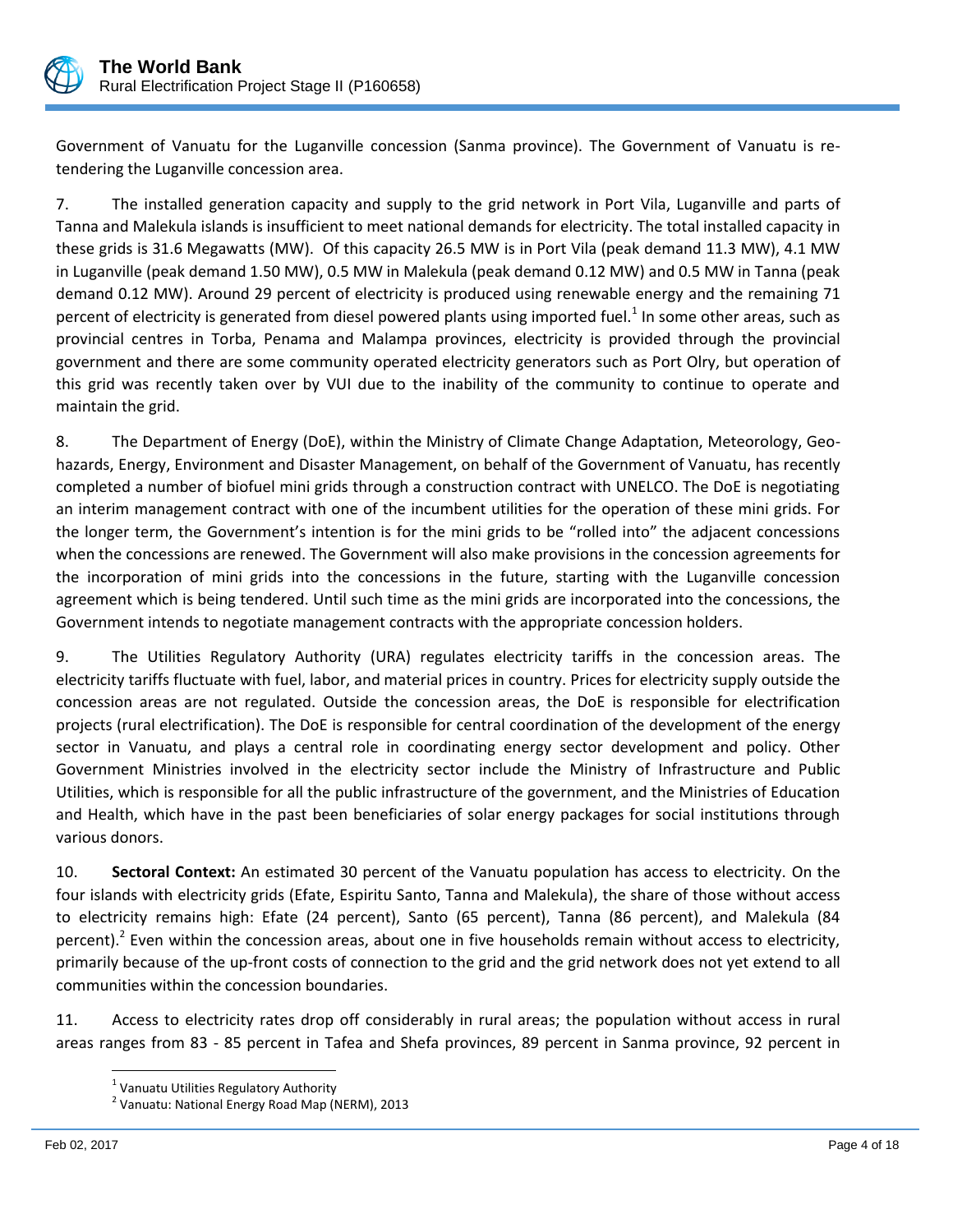Government of Vanuatu for the Luganville concession (Sanma province). The Government of Vanuatu is re-tendering the Luganville concession area.

7. The installed generation capacity and supply to the grid network in Port Vila, Luganville and parts of Tanna and Malekula islands is insufficient to meet national demands for electricity. The total installed capacity in these grids is 31.6 Megawatts (MW). Of this capacity 26.5 MW is in Port Vila (peak demand 11.3 MW), 4.1 MW in Luganville (peak demand 1.50 MW), 0.5 MW in Malekula (peak demand 0.12 MW) and 0.5 MW in Tanna (peak demand 0.12 MW). Around 29 percent of electricity is produced using renewable energy and the remaining 71 percent of electricity is generated from diesel powered plants using imported fuel.[1] In some other areas, such as provincial centres in Torba, Penama and Malampa provinces, electricity is provided through the provincial government and there are some community operated electricity generators such as Port Olry, but operation of this grid was recently taken over by VUI due to the inability of the community to continue to operate and maintain the grid.

8. The Department of Energy (DoE), within the Ministry of Climate Change Adaptation, Meteorology, Geo-hazards, Energy, Environment and Disaster Management, on behalf of the Government of Vanuatu, has recently completed a number of biofuel mini grids through a construction contract with UNELCO. The DoE is negotiating an interim management contract with one of the incumbent utilities for the operation of these mini grids. For the longer term, the Government's intention is for the mini grids to be "rolled into" the adjacent concessions when the concessions are renewed. The Government will also make provisions in the concession agreements for the incorporation of mini grids into the concessions in the future, starting with the Luganville concession agreement which is being tendered. Until such time as the mini grids are incorporated into the concessions, the Government intends to negotiate management contracts with the appropriate concession holders.

9. The Utilities Regulatory Authority (URA) regulates electricity tariffs in the concession areas. The electricity tariffs fluctuate with fuel, labor, and material prices in country. Prices for electricity supply outside the concession areas are not regulated. Outside the concession areas, the DoE is responsible for electrification projects (rural electrification). The DoE is responsible for central coordination of the development of the energy sector in Vanuatu, and plays a central role in coordinating energy sector development and policy. Other Government Ministries involved in the electricity sector include the Ministry of Infrastructure and Public Utilities, which is responsible for all the public infrastructure of the government, and the Ministries of Education and Health, which have in the past been beneficiaries of solar energy packages for social institutions through various donors.

10. **Sectoral Context:** An estimated 30 percent of the Vanuatu population has access to electricity. On the four islands with electricity grids (Efate, Espiritu Santo, Tanna and Malekula), the share of those without access to electricity remains high: Efate (24 percent), Santo (65 percent), Tanna (86 percent), and Malekula (84 percent).[2] Even within the concession areas, about one in five households remain without access to electricity, primarily because of the up-front costs of connection to the grid and the grid network does not yet extend to all communities within the concession boundaries.

11. Access to electricity rates drop off considerably in rural areas; the population without access in rural areas ranges from 83 - 85 percent in Tafea and Shefa provinces, 89 percent in Sanma province, 92 percent in

[1] Vanuatu Utilities Regulatory Authority

[2] Vanuatu: National Energy Road Map (NERM), 2013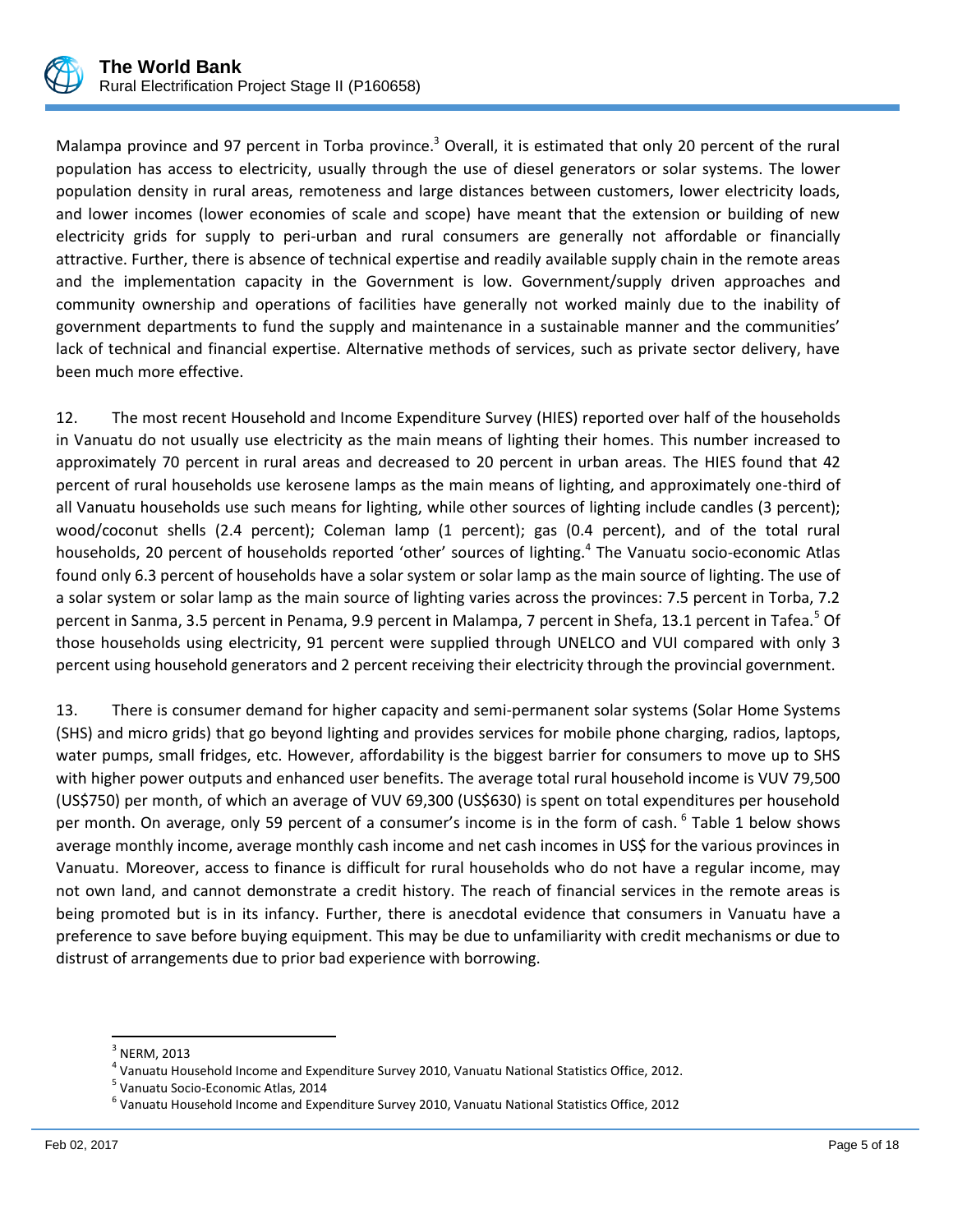Malampa province and 97 percent in Torba province.[3] Overall, it is estimated that only 20 percent of the rural population has access to electricity, usually through the use of diesel generators or solar systems. The lower population density in rural areas, remoteness and large distances between customers, lower electricity loads, and lower incomes (lower economies of scale and scope) have meant that the extension or building of new electricity grids for supply to peri-urban and rural consumers are generally not affordable or financially attractive. Further, there is absence of technical expertise and readily available supply chain in the remote areas and the implementation capacity in the Government is low. Government/supply driven approaches and community ownership and operations of facilities have generally not worked mainly due to the inability of government departments to fund the supply and maintenance in a sustainable manner and the communities' lack of technical and financial expertise. Alternative methods of services, such as private sector delivery, have been much more effective.

12. The most recent Household and Income Expenditure Survey (HIES) reported over half of the households in Vanuatu do not usually use electricity as the main means of lighting their homes. This number increased to approximately 70 percent in rural areas and decreased to 20 percent in urban areas. The HIES found that 42 percent of rural households use kerosene lamps as the main means of lighting, and approximately one-third of all Vanuatu households use such means for lighting, while other sources of lighting include candles (3 percent); wood/coconut shells (2.4 percent); Coleman lamp (1 percent); gas (0.4 percent), and of the total rural households, 20 percent of households reported 'other' sources of lighting.[4] The Vanuatu socio-economic Atlas found only 6.3 percent of households have a solar system or solar lamp as the main source of lighting. The use of a solar system or solar lamp as the main source of lighting varies across the provinces: 7.5 percent in Torba, 7.2 percent in Sanma, 3.5 percent in Penama, 9.9 percent in Malampa, 7 percent in Shefa, 13.1 percent in Tafea.[5] Of those households using electricity, 91 percent were supplied through UNELCO and VUI compared with only 3 percent using household generators and 2 percent receiving their electricity through the provincial government.

13. There is consumer demand for higher capacity and semi-permanent solar systems (Solar Home Systems (SHS) and micro grids) that go beyond lighting and provides services for mobile phone charging, radios, laptops, water pumps, small fridges, etc. However, affordability is the biggest barrier for consumers to move up to SHS with higher power outputs and enhanced user benefits. The average total rural household income is VUV 79,500 (US$750) per month, of which an average of VUV 69,300 (US$630) is spent on total expenditures per household per month. On average, only 59 percent of a consumer's income is in the form of cash.[6] Table 1 below shows average monthly income, average monthly cash income and net cash incomes in US$ for the various provinces in Vanuatu. Moreover, access to finance is difficult for rural households who do not have a regular income, may not own land, and cannot demonstrate a credit history. The reach of financial services in the remote areas is being promoted but is in its infancy. Further, there is anecdotal evidence that consumers in Vanuatu have a preference to save before buying equipment. This may be due to unfamiliarity with credit mechanisms or due to distrust of arrangements due to prior bad experience with borrowing.

[3] NERM, 2013

[4] Vanuatu Household Income and Expenditure Survey 2010, Vanuatu National Statistics Office, 2012.

[5] Vanuatu Socio-Economic Atlas, 2014

[6] Vanuatu Household Income and Expenditure Survey 2010, Vanuatu National Statistics Office, 2012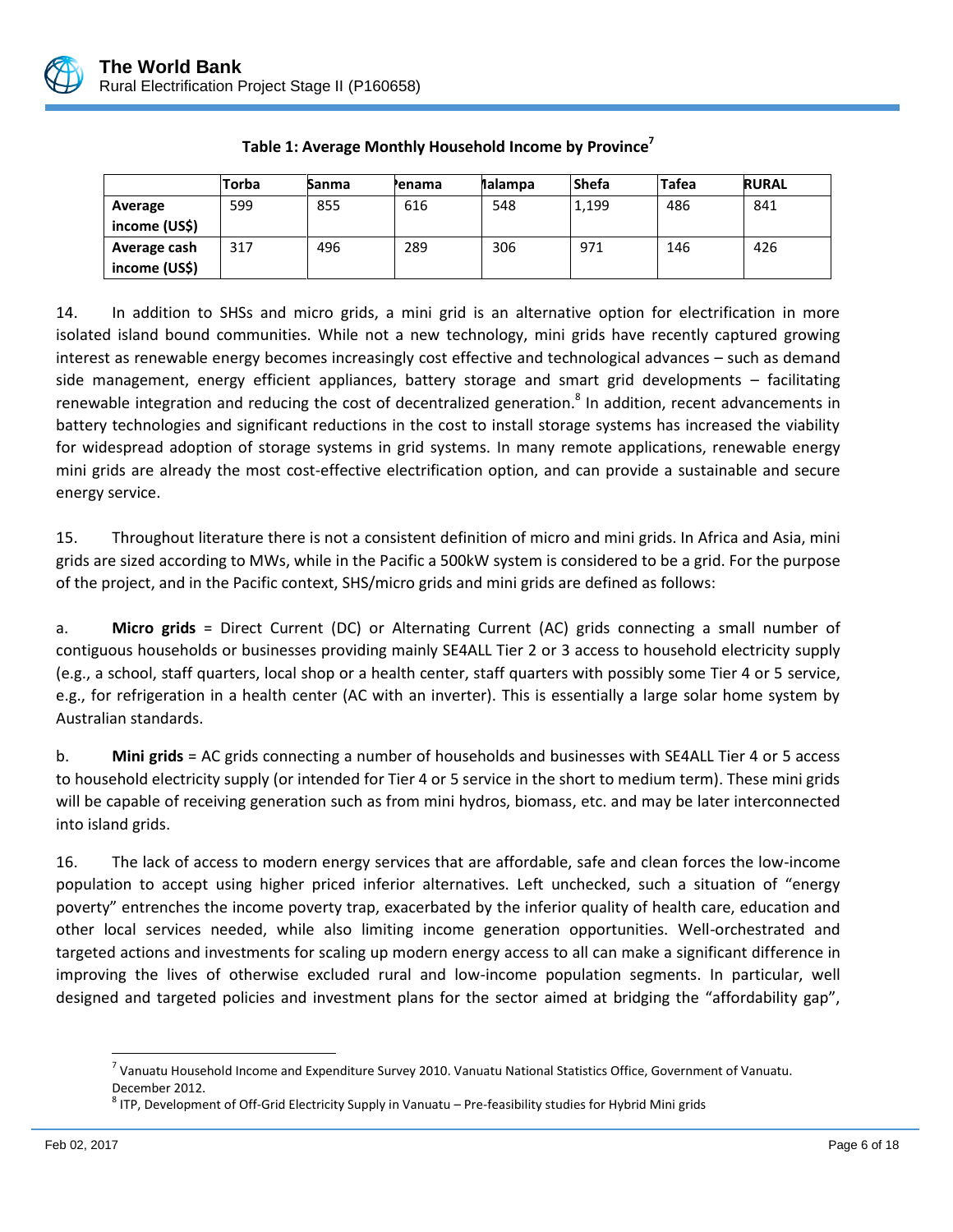**Table 1: Average Monthly Household Income by Province[7]**

| | Torba | Sanma | Penama | Malampa | Shefa | Tafea | RURAL |
|---|---|---|---|---|---|---|---|
| **Average income (US$)** | 599 | 855 | 616 | 548 | 1,199 | 486 | 841 |
| **Average cash income (US$)** | 317 | 496 | 289 | 306 | 971 | 146 | 426 |

14. In addition to SHSs and micro grids, a mini grid is an alternative option for electrification in more isolated island bound communities. While not a new technology, mini grids have recently captured growing interest as renewable energy becomes increasingly cost effective and technological advances – such as demand side management, energy efficient appliances, battery storage and smart grid developments – facilitating renewable integration and reducing the cost of decentralized generation.[8] In addition, recent advancements in battery technologies and significant reductions in the cost to install storage systems has increased the viability for widespread adoption of storage systems in grid systems. In many remote applications, renewable energy mini grids are already the most cost-effective electrification option, and can provide a sustainable and secure energy service.

15. Throughout literature there is not a consistent definition of micro and mini grids. In Africa and Asia, mini grids are sized according to MWs, while in the Pacific a 500kW system is considered to be a grid. For the purpose of the project, and in the Pacific context, SHS/micro grids and mini grids are defined as follows:

a. **Micro grids** = Direct Current (DC) or Alternating Current (AC) grids connecting a small number of contiguous households or businesses providing mainly SE4ALL Tier 2 or 3 access to household electricity supply (e.g., a school, staff quarters, local shop or a health center, staff quarters with possibly some Tier 4 or 5 service, e.g., for refrigeration in a health center (AC with an inverter). This is essentially a large solar home system by Australian standards.

b. **Mini grids** = AC grids connecting a number of households and businesses with SE4ALL Tier 4 or 5 access to household electricity supply (or intended for Tier 4 or 5 service in the short to medium term). These mini grids will be capable of receiving generation such as from mini hydros, biomass, etc. and may be later interconnected into island grids.

16. The lack of access to modern energy services that are affordable, safe and clean forces the low-income population to accept using higher priced inferior alternatives. Left unchecked, such a situation of "energy poverty" entrenches the income poverty trap, exacerbated by the inferior quality of health care, education and other local services needed, while also limiting income generation opportunities. Well-orchestrated and targeted actions and investments for scaling up modern energy access to all can make a significant difference in improving the lives of otherwise excluded rural and low-income population segments. In particular, well designed and targeted policies and investment plans for the sector aimed at bridging the "affordability gap",

---

[7] Vanuatu Household Income and Expenditure Survey 2010. Vanuatu National Statistics Office, Government of Vanuatu. December 2012.

[8] ITP, Development of Off-Grid Electricity Supply in Vanuatu – Pre-feasibility studies for Hybrid Mini grids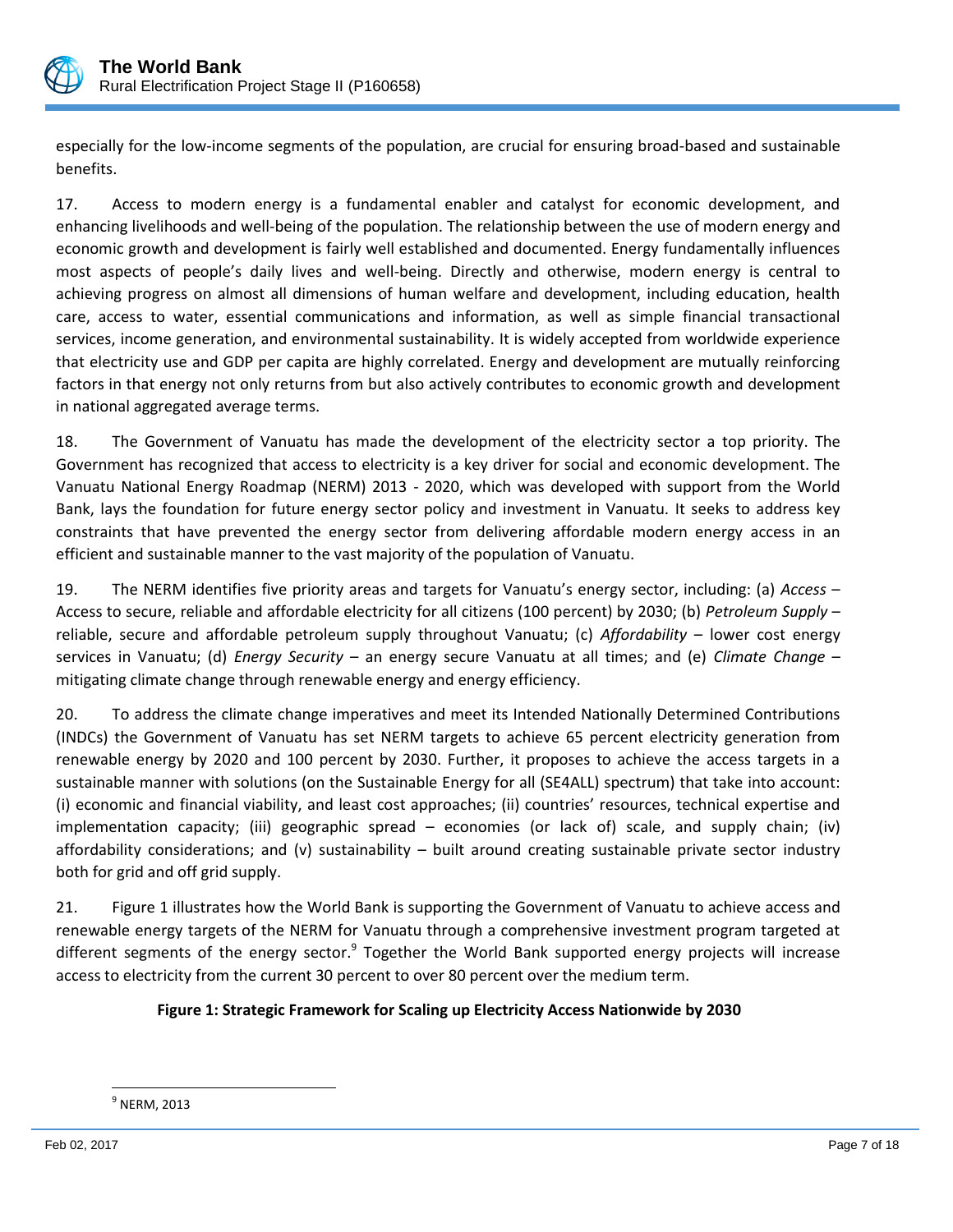especially for the low-income segments of the population, are crucial for ensuring broad-based and sustainable benefits.

17. Access to modern energy is a fundamental enabler and catalyst for economic development, and enhancing livelihoods and well-being of the population. The relationship between the use of modern energy and economic growth and development is fairly well established and documented. Energy fundamentally influences most aspects of people's daily lives and well-being. Directly and otherwise, modern energy is central to achieving progress on almost all dimensions of human welfare and development, including education, health care, access to water, essential communications and information, as well as simple financial transactional services, income generation, and environmental sustainability. It is widely accepted from worldwide experience that electricity use and GDP per capita are highly correlated. Energy and development are mutually reinforcing factors in that energy not only returns from but also actively contributes to economic growth and development in national aggregated average terms.

18. The Government of Vanuatu has made the development of the electricity sector a top priority. The Government has recognized that access to electricity is a key driver for social and economic development. The Vanuatu National Energy Roadmap (NERM) 2013 - 2020, which was developed with support from the World Bank, lays the foundation for future energy sector policy and investment in Vanuatu. It seeks to address key constraints that have prevented the energy sector from delivering affordable modern energy access in an efficient and sustainable manner to the vast majority of the population of Vanuatu.

19. The NERM identifies five priority areas and targets for Vanuatu's energy sector, including: (a) *Access* – Access to secure, reliable and affordable electricity for all citizens (100 percent) by 2030; (b) *Petroleum Supply* – reliable, secure and affordable petroleum supply throughout Vanuatu; (c) *Affordability* – lower cost energy services in Vanuatu; (d) *Energy Security* – an energy secure Vanuatu at all times; and (e) *Climate Change* – mitigating climate change through renewable energy and energy efficiency.

20. To address the climate change imperatives and meet its Intended Nationally Determined Contributions (INDCs) the Government of Vanuatu has set NERM targets to achieve 65 percent electricity generation from renewable energy by 2020 and 100 percent by 2030. Further, it proposes to achieve the access targets in a sustainable manner with solutions (on the Sustainable Energy for all (SE4ALL) spectrum) that take into account: (i) economic and financial viability, and least cost approaches; (ii) countries' resources, technical expertise and implementation capacity; (iii) geographic spread – economies (or lack of) scale, and supply chain; (iv) affordability considerations; and (v) sustainability – built around creating sustainable private sector industry both for grid and off grid supply.

21. Figure 1 illustrates how the World Bank is supporting the Government of Vanuatu to achieve access and renewable energy targets of the NERM for Vanuatu through a comprehensive investment program targeted at different segments of the energy sector.[9] Together the World Bank supported energy projects will increase access to electricity from the current 30 percent to over 80 percent over the medium term.

**Figure 1: Strategic Framework for Scaling up Electricity Access Nationwide by 2030**

[9] NERM, 2013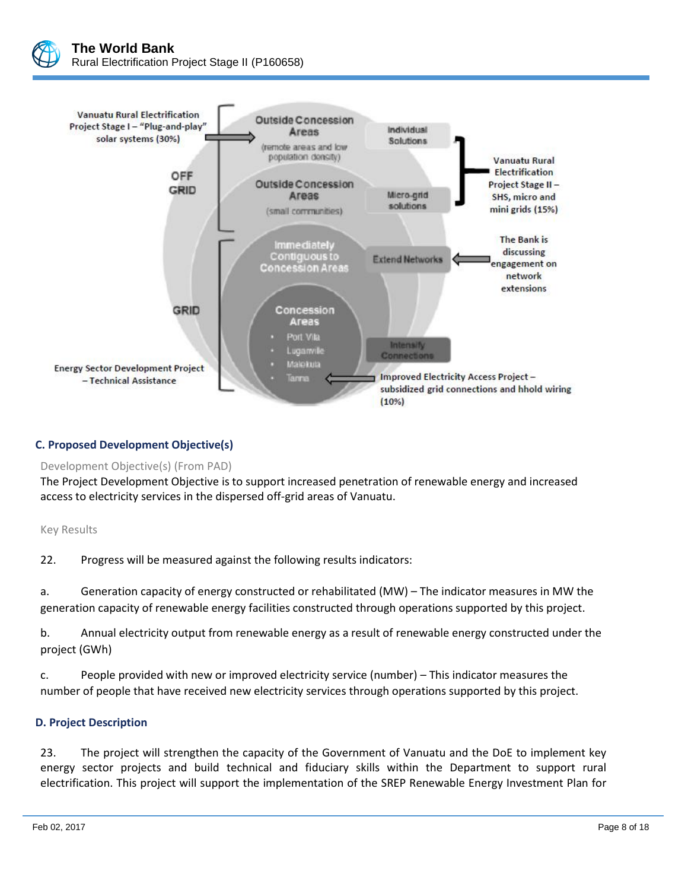Vanuatu Rural Electrification Project Stage I – "Plug-and-play" solar systems (30%)

OFF GRID

Outside Concession Areas (remote areas and low population density)

Individual Solutions

Outside Concession Areas (small communities)

Micro-grid solutions

Vanuatu Rural Electrification Project Stage II – SHS, micro and mini grids (15%)

GRID

Immediately Contiguous to Concession Areas

Extend Networks

The Bank is discussing engagement on network extensions

Concession Areas
- Port Vila
- Luganville
- Malekula
- Tanna

Intensify Connections

Energy Sector Development Project – Technical Assistance

Improved Electricity Access Project – subsidized grid connections and hhold wiring (10%)

### C. Proposed Development Objective(s)

Development Objective(s) (From PAD)

The Project Development Objective is to support increased penetration of renewable energy and increased access to electricity services in the dispersed off-grid areas of Vanuatu.

Key Results

22. Progress will be measured against the following results indicators:

a. Generation capacity of energy constructed or rehabilitated (MW) – The indicator measures in MW the generation capacity of renewable energy facilities constructed through operations supported by this project.

b. Annual electricity output from renewable energy as a result of renewable energy constructed under the project (GWh)

c. People provided with new or improved electricity service (number) – This indicator measures the number of people that have received new electricity services through operations supported by this project.

### D. Project Description

23. The project will strengthen the capacity of the Government of Vanuatu and the DoE to implement key energy sector projects and build technical and fiduciary skills within the Department to support rural electrification. This project will support the implementation of the SREP Renewable Energy Investment Plan for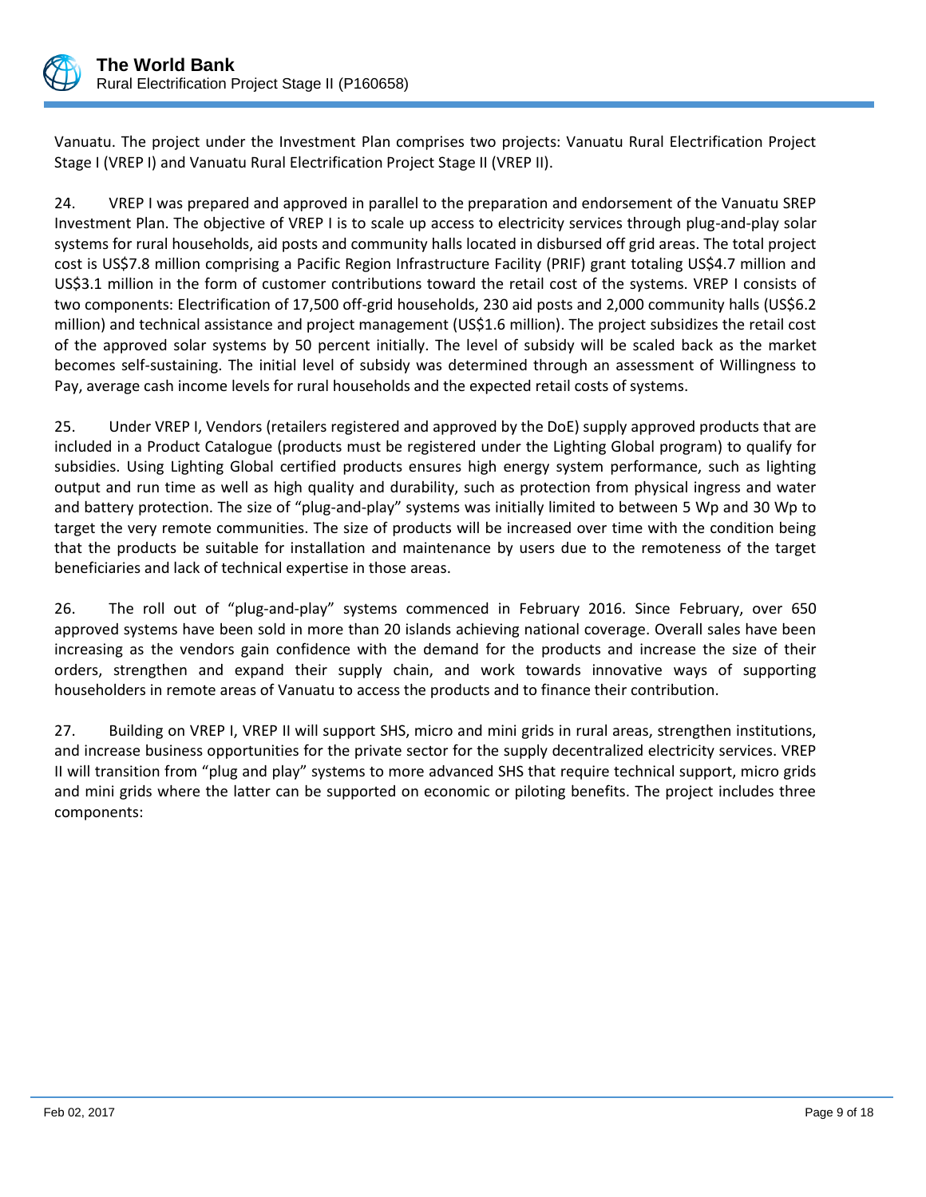Vanuatu. The project under the Investment Plan comprises two projects: Vanuatu Rural Electrification Project Stage I (VREP I) and Vanuatu Rural Electrification Project Stage II (VREP II).

24. VREP I was prepared and approved in parallel to the preparation and endorsement of the Vanuatu SREP Investment Plan. The objective of VREP I is to scale up access to electricity services through plug-and-play solar systems for rural households, aid posts and community halls located in disbursed off grid areas. The total project cost is US$7.8 million comprising a Pacific Region Infrastructure Facility (PRIF) grant totaling US$4.7 million and US$3.1 million in the form of customer contributions toward the retail cost of the systems. VREP I consists of two components: Electrification of 17,500 off-grid households, 230 aid posts and 2,000 community halls (US$6.2 million) and technical assistance and project management (US$1.6 million). The project subsidizes the retail cost of the approved solar systems by 50 percent initially. The level of subsidy will be scaled back as the market becomes self-sustaining. The initial level of subsidy was determined through an assessment of Willingness to Pay, average cash income levels for rural households and the expected retail costs of systems.

25. Under VREP I, Vendors (retailers registered and approved by the DoE) supply approved products that are included in a Product Catalogue (products must be registered under the Lighting Global program) to qualify for subsidies. Using Lighting Global certified products ensures high energy system performance, such as lighting output and run time as well as high quality and durability, such as protection from physical ingress and water and battery protection. The size of "plug-and-play" systems was initially limited to between 5 Wp and 30 Wp to target the very remote communities. The size of products will be increased over time with the condition being that the products be suitable for installation and maintenance by users due to the remoteness of the target beneficiaries and lack of technical expertise in those areas.

26. The roll out of "plug-and-play" systems commenced in February 2016. Since February, over 650 approved systems have been sold in more than 20 islands achieving national coverage. Overall sales have been increasing as the vendors gain confidence with the demand for the products and increase the size of their orders, strengthen and expand their supply chain, and work towards innovative ways of supporting householders in remote areas of Vanuatu to access the products and to finance their contribution.

27. Building on VREP I, VREP II will support SHS, micro and mini grids in rural areas, strengthen institutions, and increase business opportunities for the private sector for the supply decentralized electricity services. VREP II will transition from "plug and play" systems to more advanced SHS that require technical support, micro grids and mini grids where the latter can be supported on economic or piloting benefits. The project includes three components: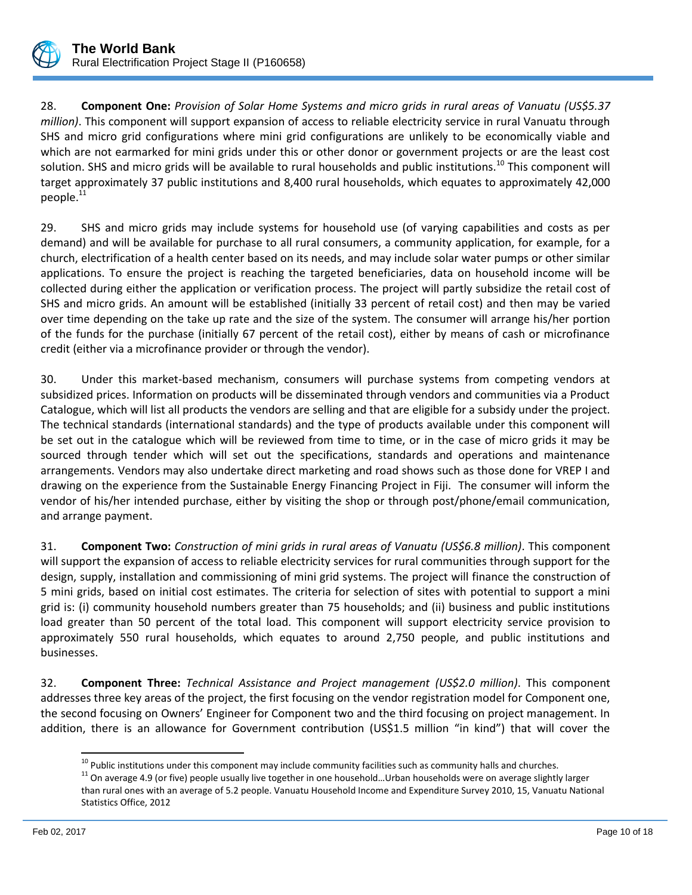28. **Component One:** *Provision of Solar Home Systems and micro grids in rural areas of Vanuatu (US$5.37 million)*. This component will support expansion of access to reliable electricity service in rural Vanuatu through SHS and micro grid configurations where mini grid configurations are unlikely to be economically viable and which are not earmarked for mini grids under this or other donor or government projects or are the least cost solution. SHS and micro grids will be available to rural households and public institutions.[10] This component will target approximately 37 public institutions and 8,400 rural households, which equates to approximately 42,000 people.[11]

29. SHS and micro grids may include systems for household use (of varying capabilities and costs as per demand) and will be available for purchase to all rural consumers, a community application, for example, for a church, electrification of a health center based on its needs, and may include solar water pumps or other similar applications. To ensure the project is reaching the targeted beneficiaries, data on household income will be collected during either the application or verification process. The project will partly subsidize the retail cost of SHS and micro grids. An amount will be established (initially 33 percent of retail cost) and then may be varied over time depending on the take up rate and the size of the system. The consumer will arrange his/her portion of the funds for the purchase (initially 67 percent of the retail cost), either by means of cash or microfinance credit (either via a microfinance provider or through the vendor).

30. Under this market-based mechanism, consumers will purchase systems from competing vendors at subsidized prices. Information on products will be disseminated through vendors and communities via a Product Catalogue, which will list all products the vendors are selling and that are eligible for a subsidy under the project. The technical standards (international standards) and the type of products available under this component will be set out in the catalogue which will be reviewed from time to time, or in the case of micro grids it may be sourced through tender which will set out the specifications, standards and operations and maintenance arrangements. Vendors may also undertake direct marketing and road shows such as those done for VREP I and drawing on the experience from the Sustainable Energy Financing Project in Fiji. The consumer will inform the vendor of his/her intended purchase, either by visiting the shop or through post/phone/email communication, and arrange payment.

31. **Component Two:** *Construction of mini grids in rural areas of Vanuatu (US$6.8 million)*. This component will support the expansion of access to reliable electricity services for rural communities through support for the design, supply, installation and commissioning of mini grid systems. The project will finance the construction of 5 mini grids, based on initial cost estimates. The criteria for selection of sites with potential to support a mini grid is: (i) community household numbers greater than 75 households; and (ii) business and public institutions load greater than 50 percent of the total load. This component will support electricity service provision to approximately 550 rural households, which equates to around 2,750 people, and public institutions and businesses.

32. **Component Three:** *Technical Assistance and Project management (US$2.0 million)*. This component addresses three key areas of the project, the first focusing on the vendor registration model for Component one, the second focusing on Owners' Engineer for Component two and the third focusing on project management. In addition, there is an allowance for Government contribution (US$1.5 million "in kind") that will cover the

[10] Public institutions under this component may include community facilities such as community halls and churches.

[11] On average 4.9 (or five) people usually live together in one household…Urban households were on average slightly larger than rural ones with an average of 5.2 people. Vanuatu Household Income and Expenditure Survey 2010, 15, Vanuatu National Statistics Office, 2012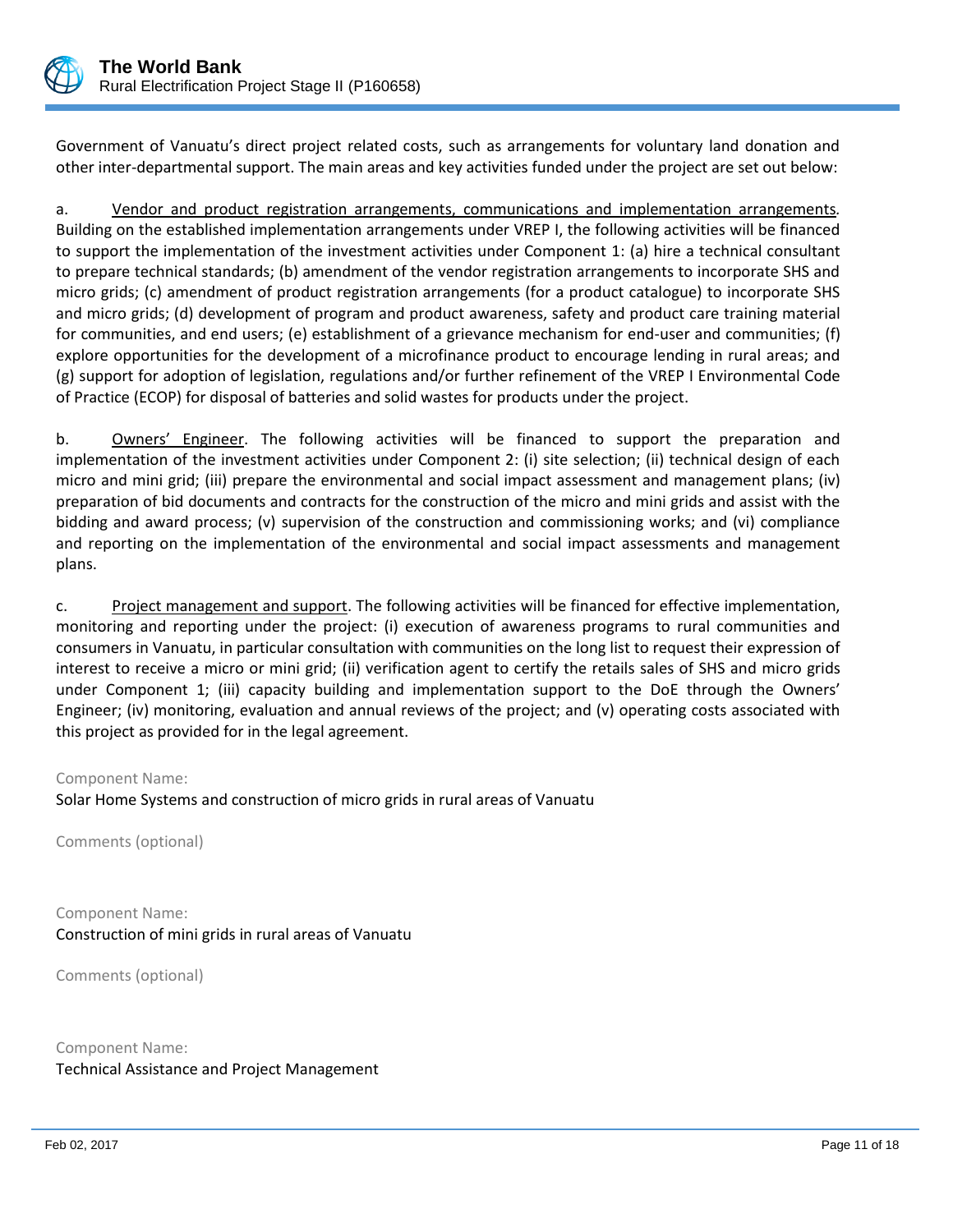Government of Vanuatu's direct project related costs, such as arrangements for voluntary land donation and other inter-departmental support. The main areas and key activities funded under the project are set out below:

a. Vendor and product registration arrangements, communications and implementation arrangements. Building on the established implementation arrangements under VREP I, the following activities will be financed to support the implementation of the investment activities under Component 1: (a) hire a technical consultant to prepare technical standards; (b) amendment of the vendor registration arrangements to incorporate SHS and micro grids; (c) amendment of product registration arrangements (for a product catalogue) to incorporate SHS and micro grids; (d) development of program and product awareness, safety and product care training material for communities, and end users; (e) establishment of a grievance mechanism for end-user and communities; (f) explore opportunities for the development of a microfinance product to encourage lending in rural areas; and (g) support for adoption of legislation, regulations and/or further refinement of the VREP I Environmental Code of Practice (ECOP) for disposal of batteries and solid wastes for products under the project.

b. Owners' Engineer. The following activities will be financed to support the preparation and implementation of the investment activities under Component 2: (i) site selection; (ii) technical design of each micro and mini grid; (iii) prepare the environmental and social impact assessment and management plans; (iv) preparation of bid documents and contracts for the construction of the micro and mini grids and assist with the bidding and award process; (v) supervision of the construction and commissioning works; and (vi) compliance and reporting on the implementation of the environmental and social impact assessments and management plans.

c. Project management and support. The following activities will be financed for effective implementation, monitoring and reporting under the project: (i) execution of awareness programs to rural communities and consumers in Vanuatu, in particular consultation with communities on the long list to request their expression of interest to receive a micro or mini grid; (ii) verification agent to certify the retails sales of SHS and micro grids under Component 1; (iii) capacity building and implementation support to the DoE through the Owners' Engineer; (iv) monitoring, evaluation and annual reviews of the project; and (v) operating costs associated with this project as provided for in the legal agreement.

Component Name:
Solar Home Systems and construction of micro grids in rural areas of Vanuatu

Comments (optional)

Component Name:
Construction of mini grids in rural areas of Vanuatu

Comments (optional)

Component Name:
Technical Assistance and Project Management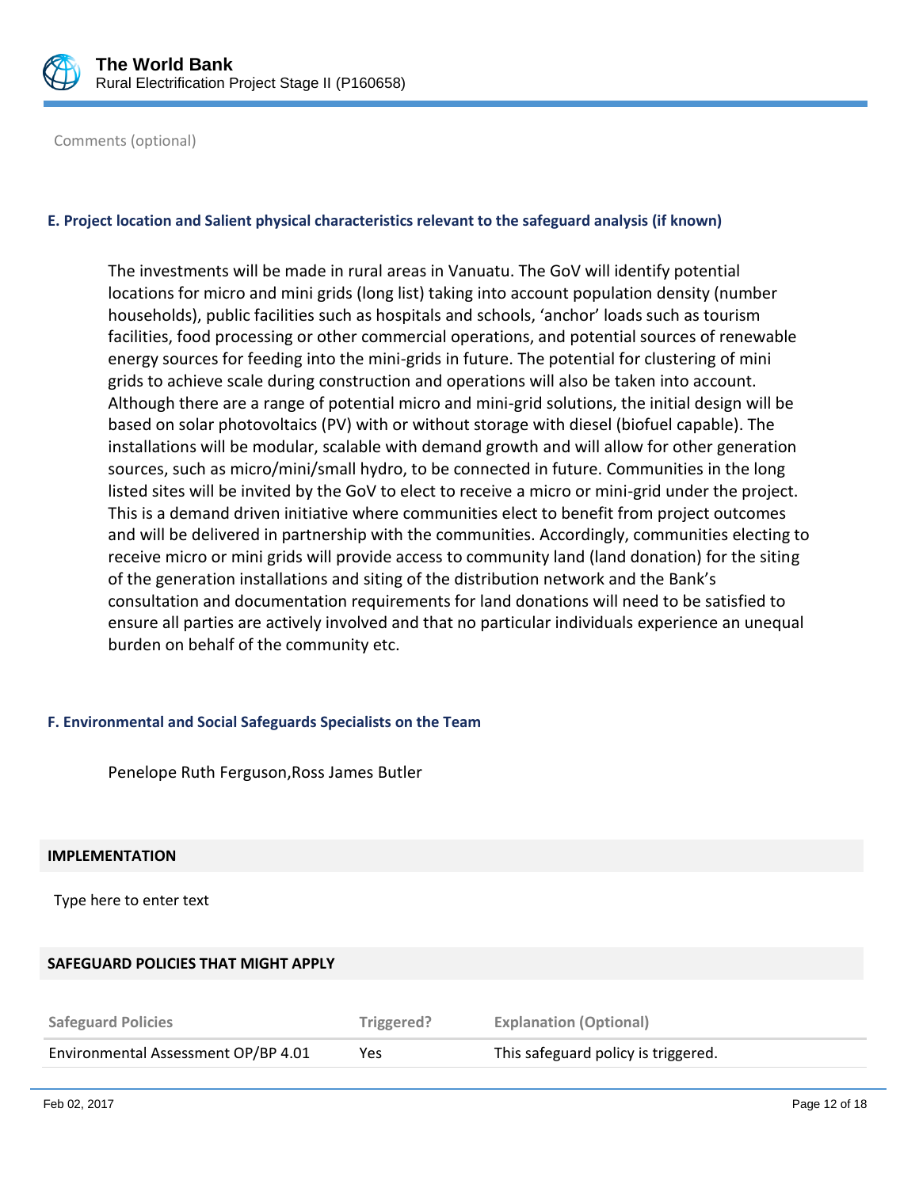Comments (optional)

### E. Project location and Salient physical characteristics relevant to the safeguard analysis (if known)

The investments will be made in rural areas in Vanuatu. The GoV will identify potential locations for micro and mini grids (long list) taking into account population density (number households), public facilities such as hospitals and schools, 'anchor' loads such as tourism facilities, food processing or other commercial operations, and potential sources of renewable energy sources for feeding into the mini-grids in future. The potential for clustering of mini grids to achieve scale during construction and operations will also be taken into account. Although there are a range of potential micro and mini-grid solutions, the initial design will be based on solar photovoltaics (PV) with or without storage with diesel (biofuel capable). The installations will be modular, scalable with demand growth and will allow for other generation sources, such as micro/mini/small hydro, to be connected in future. Communities in the long listed sites will be invited by the GoV to elect to receive a micro or mini-grid under the project. This is a demand driven initiative where communities elect to benefit from project outcomes and will be delivered in partnership with the communities. Accordingly, communities electing to receive micro or mini grids will provide access to community land (land donation) for the siting of the generation installations and siting of the distribution network and the Bank's consultation and documentation requirements for land donations will need to be satisfied to ensure all parties are actively involved and that no particular individuals experience an unequal burden on behalf of the community etc.

### F. Environmental and Social Safeguards Specialists on the Team

Penelope Ruth Ferguson,Ross James Butler

## IMPLEMENTATION

Type here to enter text

## SAFEGUARD POLICIES THAT MIGHT APPLY

| Safeguard Policies | Triggered? | Explanation (Optional) |
|---|---|---|
| Environmental Assessment OP/BP 4.01 | Yes | This safeguard policy is triggered. |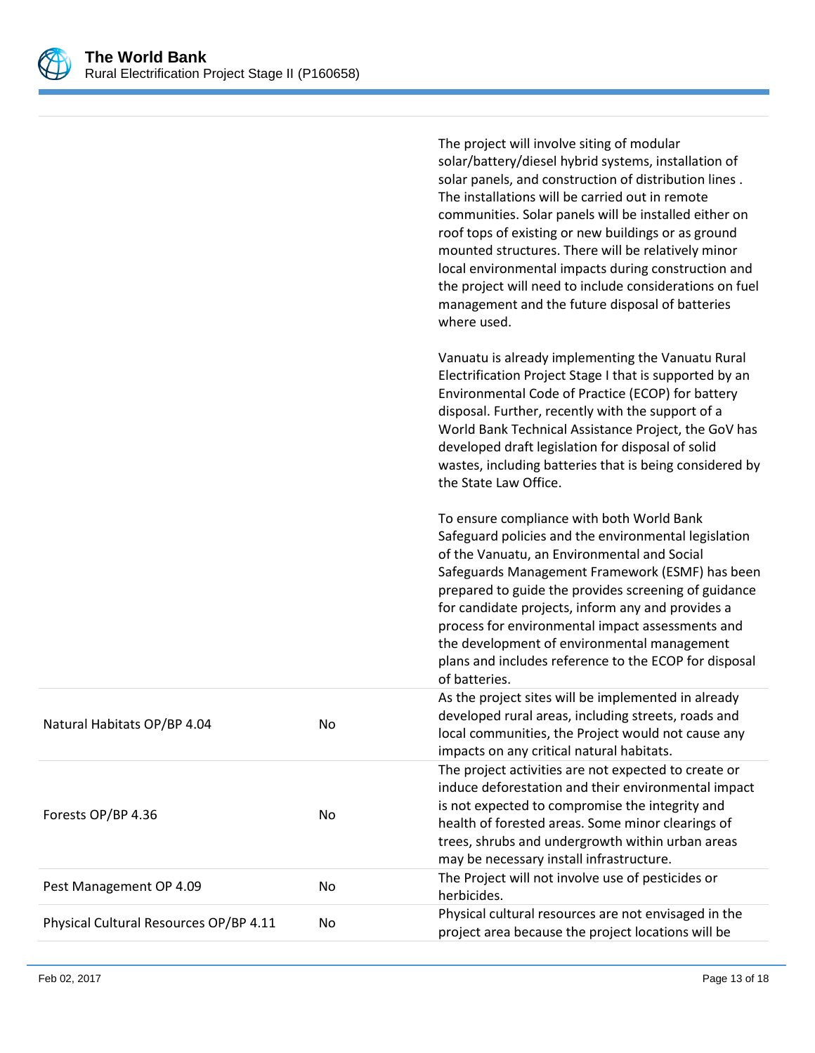| | | |
|---|---|---|
| | | The project will involve siting of modular solar/battery/diesel hybrid systems, installation of solar panels, and construction of distribution lines . The installations will be carried out in remote communities. Solar panels will be installed either on roof tops of existing or new buildings or as ground mounted structures. There will be relatively minor local environmental impacts during construction and the project will need to include considerations on fuel management and the future disposal of batteries where used.<br><br>Vanuatu is already implementing the Vanuatu Rural Electrification Project Stage I that is supported by an Environmental Code of Practice (ECOP) for battery disposal. Further, recently with the support of a World Bank Technical Assistance Project, the GoV has developed draft legislation for disposal of solid wastes, including batteries that is being considered by the State Law Office.<br><br>To ensure compliance with both World Bank Safeguard policies and the environmental legislation of the Vanuatu, an Environmental and Social Safeguards Management Framework (ESMF) has been prepared to guide the provides screening of guidance for candidate projects, inform any and provides a process for environmental impact assessments and the development of environmental management plans and includes reference to the ECOP for disposal of batteries. |
| Natural Habitats OP/BP 4.04 | No | As the project sites will be implemented in already developed rural areas, including streets, roads and local communities, the Project would not cause any impacts on any critical natural habitats. |
| Forests OP/BP 4.36 | No | The project activities are not expected to create or induce deforestation and their environmental impact is not expected to compromise the integrity and health of forested areas. Some minor clearings of trees, shrubs and undergrowth within urban areas may be necessary install infrastructure. |
| Pest Management OP 4.09 | No | The Project will not involve use of pesticides or herbicides. |
| Physical Cultural Resources OP/BP 4.11 | No | Physical cultural resources are not envisaged in the project area because the project locations will be |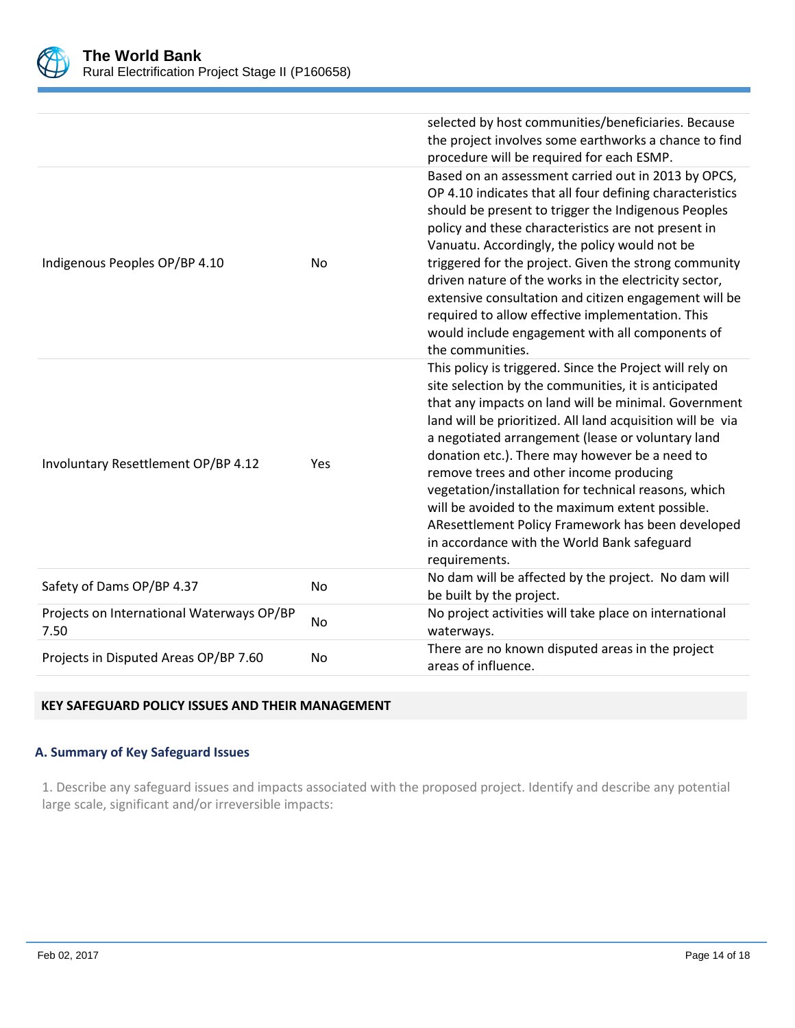| | | |
|---|---|---|
| | | selected by host communities/beneficiaries. Because the project involves some earthworks a chance to find procedure will be required for each ESMP. |
| Indigenous Peoples OP/BP 4.10 | No | Based on an assessment carried out in 2013 by OPCS, OP 4.10 indicates that all four defining characteristics should be present to trigger the Indigenous Peoples policy and these characteristics are not present in Vanuatu. Accordingly, the policy would not be triggered for the project. Given the strong community driven nature of the works in the electricity sector, extensive consultation and citizen engagement will be required to allow effective implementation. This would include engagement with all components of the communities. |
| Involuntary Resettlement OP/BP 4.12 | Yes | This policy is triggered. Since the Project will rely on site selection by the communities, it is anticipated that any impacts on land will be minimal. Government land will be prioritized. All land acquisition will be via a negotiated arrangement (lease or voluntary land donation etc.). There may however be a need to remove trees and other income producing vegetation/installation for technical reasons, which will be avoided to the maximum extent possible. AResettlement Policy Framework has been developed in accordance with the World Bank safeguard requirements. |
| Safety of Dams OP/BP 4.37 | No | No dam will be affected by the project. No dam will be built by the project. |
| Projects on International Waterways OP/BP 7.50 | No | No project activities will take place on international waterways. |
| Projects in Disputed Areas OP/BP 7.60 | No | There are no known disputed areas in the project areas of influence. |

## KEY SAFEGUARD POLICY ISSUES AND THEIR MANAGEMENT

### A. Summary of Key Safeguard Issues

1. Describe any safeguard issues and impacts associated with the proposed project. Identify and describe any potential large scale, significant and/or irreversible impacts: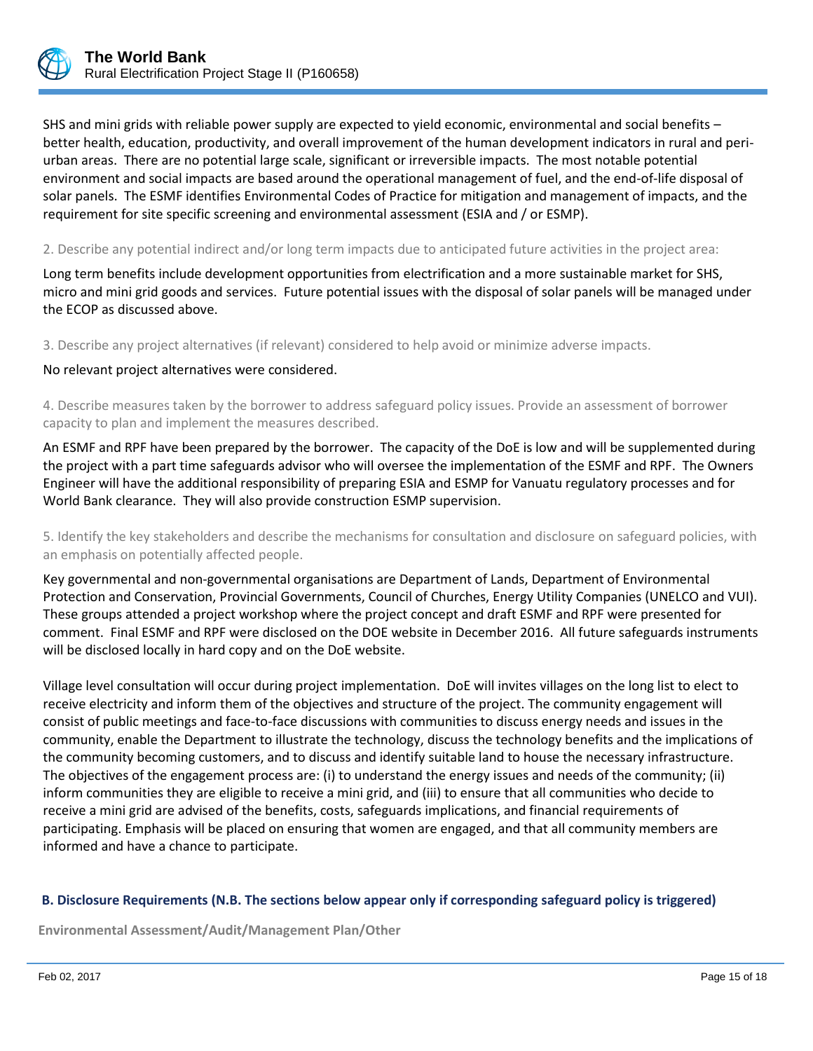SHS and mini grids with reliable power supply are expected to yield economic, environmental and social benefits – better health, education, productivity, and overall improvement of the human development indicators in rural and peri-urban areas. There are no potential large scale, significant or irreversible impacts. The most notable potential environment and social impacts are based around the operational management of fuel, and the end-of-life disposal of solar panels. The ESMF identifies Environmental Codes of Practice for mitigation and management of impacts, and the requirement for site specific screening and environmental assessment (ESIA and / or ESMP).

2. Describe any potential indirect and/or long term impacts due to anticipated future activities in the project area:

Long term benefits include development opportunities from electrification and a more sustainable market for SHS, micro and mini grid goods and services. Future potential issues with the disposal of solar panels will be managed under the ECOP as discussed above.

3. Describe any project alternatives (if relevant) considered to help avoid or minimize adverse impacts.

No relevant project alternatives were considered.

4. Describe measures taken by the borrower to address safeguard policy issues. Provide an assessment of borrower capacity to plan and implement the measures described.

An ESMF and RPF have been prepared by the borrower. The capacity of the DoE is low and will be supplemented during the project with a part time safeguards advisor who will oversee the implementation of the ESMF and RPF. The Owners Engineer will have the additional responsibility of preparing ESIA and ESMP for Vanuatu regulatory processes and for World Bank clearance. They will also provide construction ESMP supervision.

5. Identify the key stakeholders and describe the mechanisms for consultation and disclosure on safeguard policies, with an emphasis on potentially affected people.

Key governmental and non-governmental organisations are Department of Lands, Department of Environmental Protection and Conservation, Provincial Governments, Council of Churches, Energy Utility Companies (UNELCO and VUI). These groups attended a project workshop where the project concept and draft ESMF and RPF were presented for comment. Final ESMF and RPF were disclosed on the DOE website in December 2016. All future safeguards instruments will be disclosed locally in hard copy and on the DoE website.

Village level consultation will occur during project implementation. DoE will invites villages on the long list to elect to receive electricity and inform them of the objectives and structure of the project. The community engagement will consist of public meetings and face-to-face discussions with communities to discuss energy needs and issues in the community, enable the Department to illustrate the technology, discuss the technology benefits and the implications of the community becoming customers, and to discuss and identify suitable land to house the necessary infrastructure. The objectives of the engagement process are: (i) to understand the energy issues and needs of the community; (ii) inform communities they are eligible to receive a mini grid, and (iii) to ensure that all communities who decide to receive a mini grid are advised of the benefits, costs, safeguards implications, and financial requirements of participating. Emphasis will be placed on ensuring that women are engaged, and that all community members are informed and have a chance to participate.

### B. Disclosure Requirements (N.B. The sections below appear only if corresponding safeguard policy is triggered)

**Environmental Assessment/Audit/Management Plan/Other**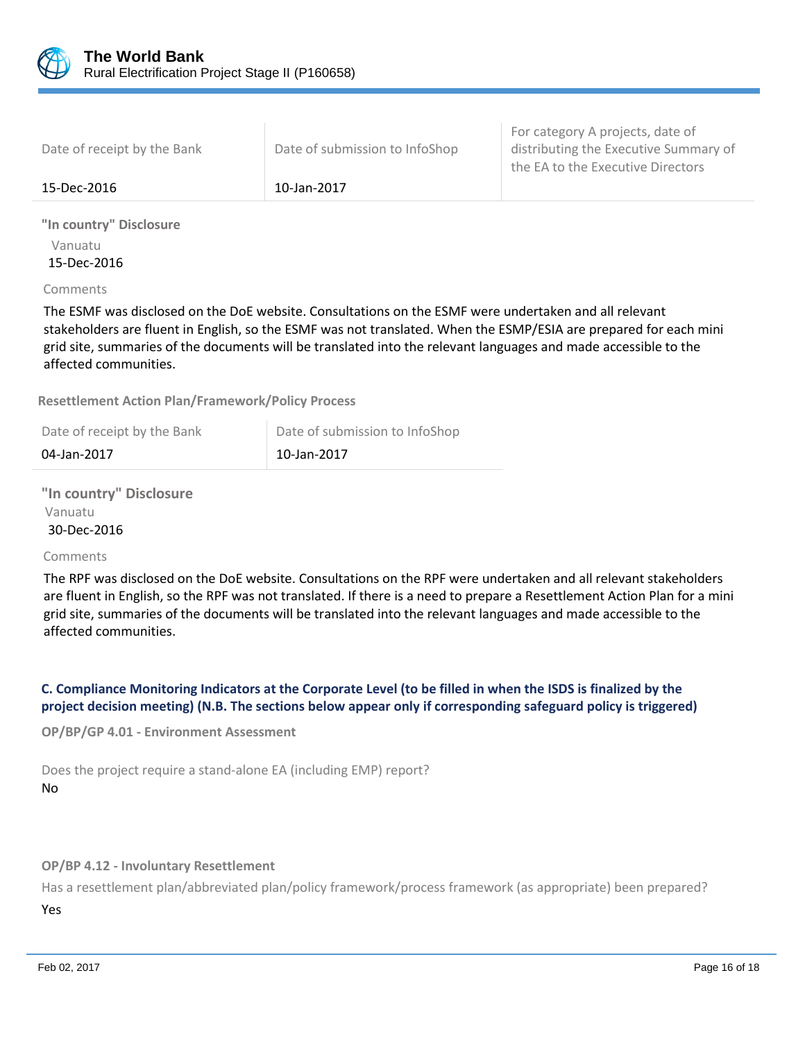| Date of receipt by the Bank | Date of submission to InfoShop | For category A projects, date of distributing the Executive Summary of the EA to the Executive Directors |
|---|---|---|
| 15-Dec-2016 | 10-Jan-2017 | |

**"In country" Disclosure**

Vanuatu
15-Dec-2016

Comments

The ESMF was disclosed on the DoE website. Consultations on the ESMF were undertaken and all relevant stakeholders are fluent in English, so the ESMF was not translated. When the ESMP/ESIA are prepared for each mini grid site, summaries of the documents will be translated into the relevant languages and made accessible to the affected communities.

**Resettlement Action Plan/Framework/Policy Process**

| Date of receipt by the Bank | Date of submission to InfoShop |
|---|---|
| 04-Jan-2017 | 10-Jan-2017 |

**"In country" Disclosure**

Vanuatu
30-Dec-2016

Comments

The RPF was disclosed on the DoE website. Consultations on the RPF were undertaken and all relevant stakeholders are fluent in English, so the RPF was not translated. If there is a need to prepare a Resettlement Action Plan for a mini grid site, summaries of the documents will be translated into the relevant languages and made accessible to the affected communities.

### C. Compliance Monitoring Indicators at the Corporate Level (to be filled in when the ISDS is finalized by the project decision meeting) (N.B. The sections below appear only if corresponding safeguard policy is triggered)

**OP/BP/GP 4.01 - Environment Assessment**

Does the project require a stand-alone EA (including EMP) report?

No

**OP/BP 4.12 - Involuntary Resettlement**

Has a resettlement plan/abbreviated plan/policy framework/process framework (as appropriate) been prepared?

Yes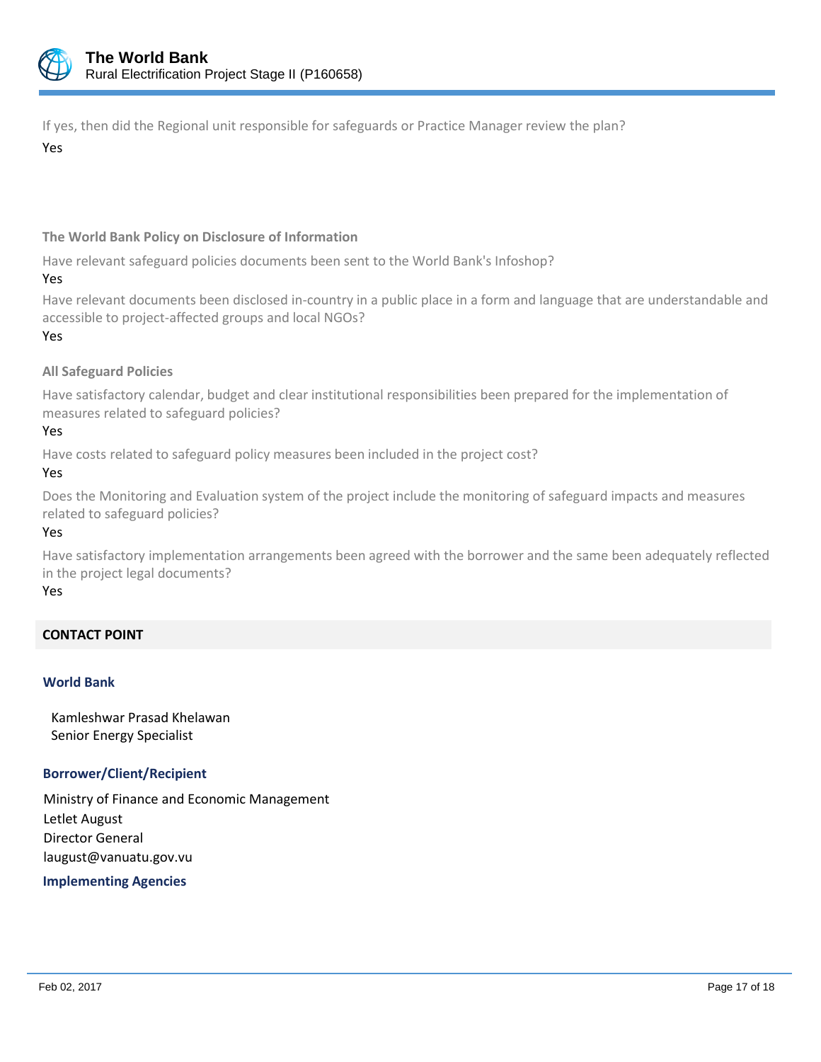If yes, then did the Regional unit responsible for safeguards or Practice Manager review the plan?

Yes

**The World Bank Policy on Disclosure of Information**

Have relevant safeguard policies documents been sent to the World Bank's Infoshop?

Yes

Have relevant documents been disclosed in-country in a public place in a form and language that are understandable and accessible to project-affected groups and local NGOs?

Yes

**All Safeguard Policies**

Have satisfactory calendar, budget and clear institutional responsibilities been prepared for the implementation of measures related to safeguard policies?

Yes

Have costs related to safeguard policy measures been included in the project cost?

Yes

Does the Monitoring and Evaluation system of the project include the monitoring of safeguard impacts and measures related to safeguard policies?

Yes

Have satisfactory implementation arrangements been agreed with the borrower and the same been adequately reflected in the project legal documents?

Yes

## CONTACT POINT

### World Bank

Kamleshwar Prasad Khelawan
Senior Energy Specialist

### Borrower/Client/Recipient

Ministry of Finance and Economic Management
Letlet August
Director General
laugust@vanuatu.gov.vu

### Implementing Agencies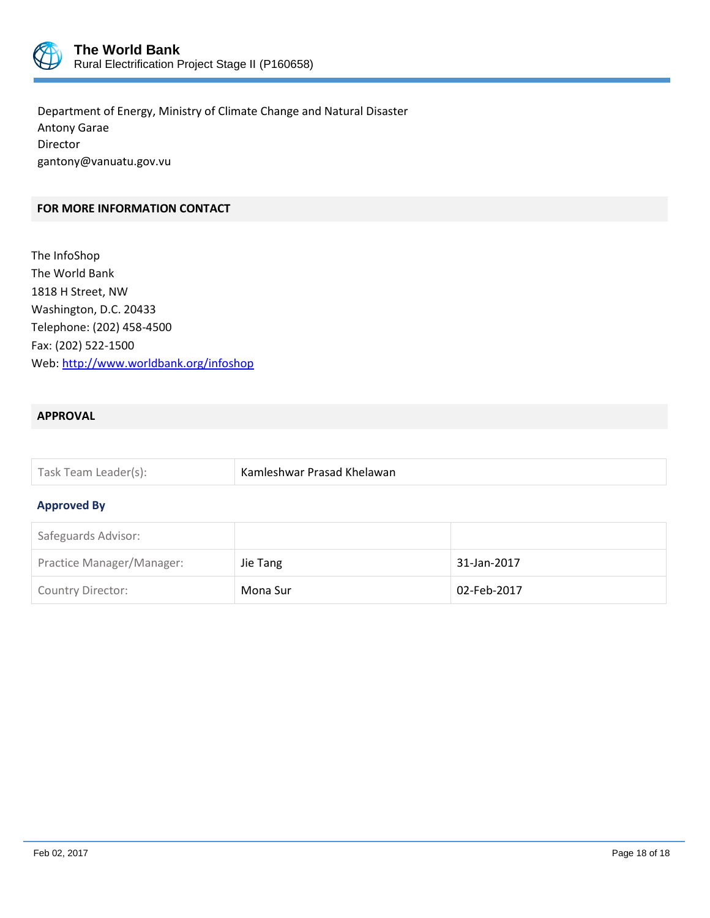Department of Energy, Ministry of Climate Change and Natural Disaster
Antony Garae
Director
gantony@vanuatu.gov.vu

**FOR MORE INFORMATION CONTACT**

The InfoShop
The World Bank
1818 H Street, NW
Washington, D.C. 20433
Telephone: (202) 458-4500
Fax: (202) 522-1500
Web: http://www.worldbank.org/infoshop

**APPROVAL**

| | |
|---|---|
| Task Team Leader(s): | Kamleshwar Prasad Khelawan |

**Approved By**

| | | |
|---|---|---|
| Safeguards Advisor: | | |
| Practice Manager/Manager: | Jie Tang | 31-Jan-2017 |
| Country Director: | Mona Sur | 02-Feb-2017 |